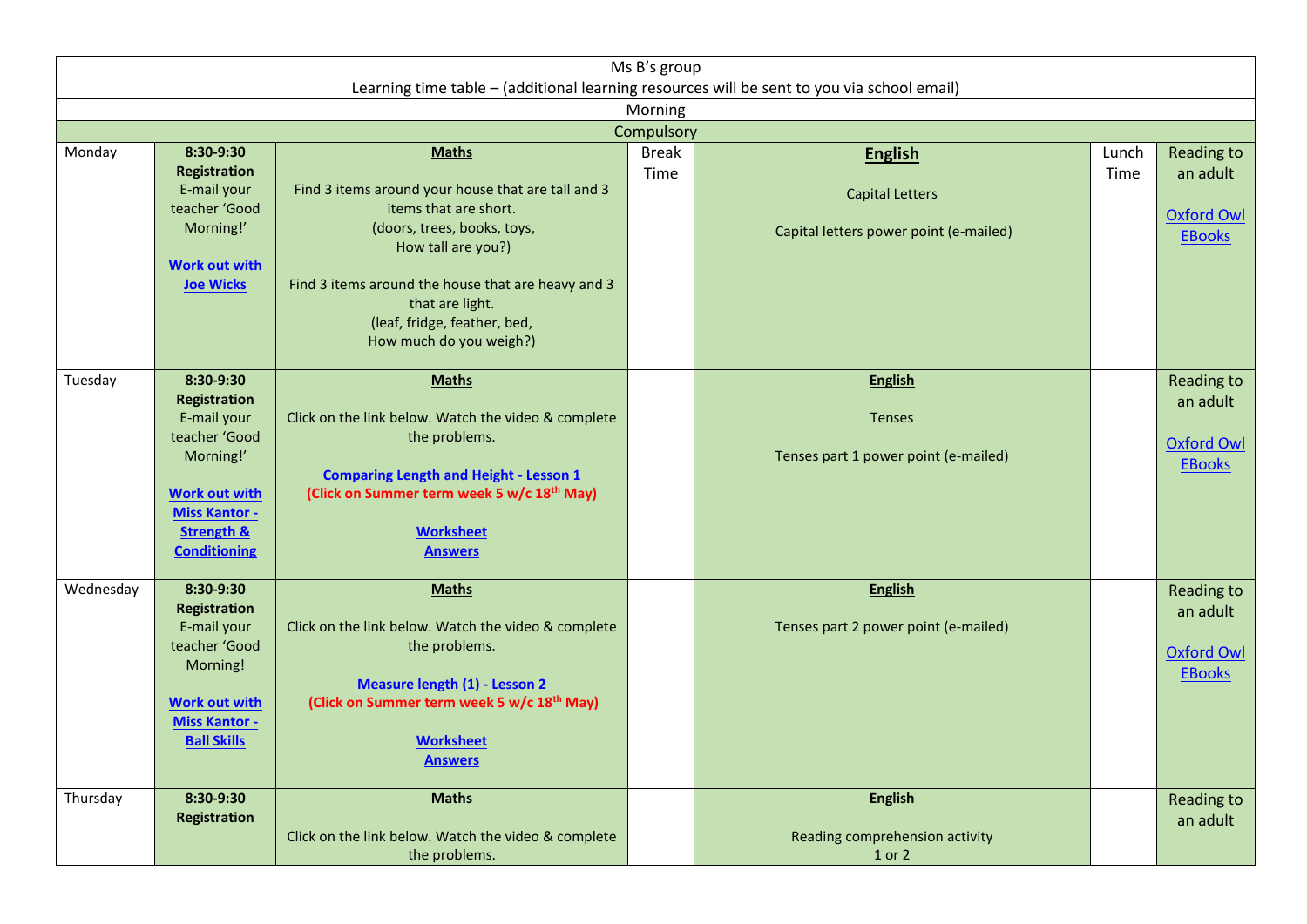Ms B's group

Learning time table – (additional learning resources will be sent to you via school email)

Morning

Compulsory

| Day | Registration | Maths | Break | English | Lunch | Reading |
|---|---|---|---|---|---|---|
| Monday | **8:30-9:30 Registration** E-mail your teacher 'Good Morning!' **Work out with Joe Wicks** | **Maths** Find 3 items around your house that are tall and 3 items that are short. (doors, trees, books, toys, How tall are you?) Find 3 items around the house that are heavy and 3 that are light. (leaf, fridge, feather, bed, How much do you weigh?) | Break Time | **English** Capital Letters Capital letters power point (e-mailed) | Lunch Time | Reading to an adult **Oxford Owl EBooks** |
| Tuesday | **8:30-9:30 Registration** E-mail your teacher 'Good Morning!' **Work out with Miss Kantor - Strength & Conditioning** | **Maths** Click on the link below. Watch the video & complete the problems. **Comparing Length and Height - Lesson 1** **(Click on Summer term week 5 w/c 18th May)** **Worksheet** **Answers** | | **English** Tenses Tenses part 1 power point (e-mailed) | | Reading to an adult **Oxford Owl EBooks** |
| Wednesday | **8:30-9:30 Registration** E-mail your teacher 'Good Morning! **Work out with Miss Kantor - Ball Skills** | **Maths** Click on the link below. Watch the video & complete the problems. **Measure length (1) - Lesson 2** **(Click on Summer term week 5 w/c 18th May)** **Worksheet** **Answers** | | **English** Tenses part 2 power point (e-mailed) | | Reading to an adult **Oxford Owl EBooks** |
| Thursday | **8:30-9:30 Registration** | **Maths** Click on the link below. Watch the video & complete the problems. | | **English** Reading comprehension activity 1 or 2 | | Reading to an adult |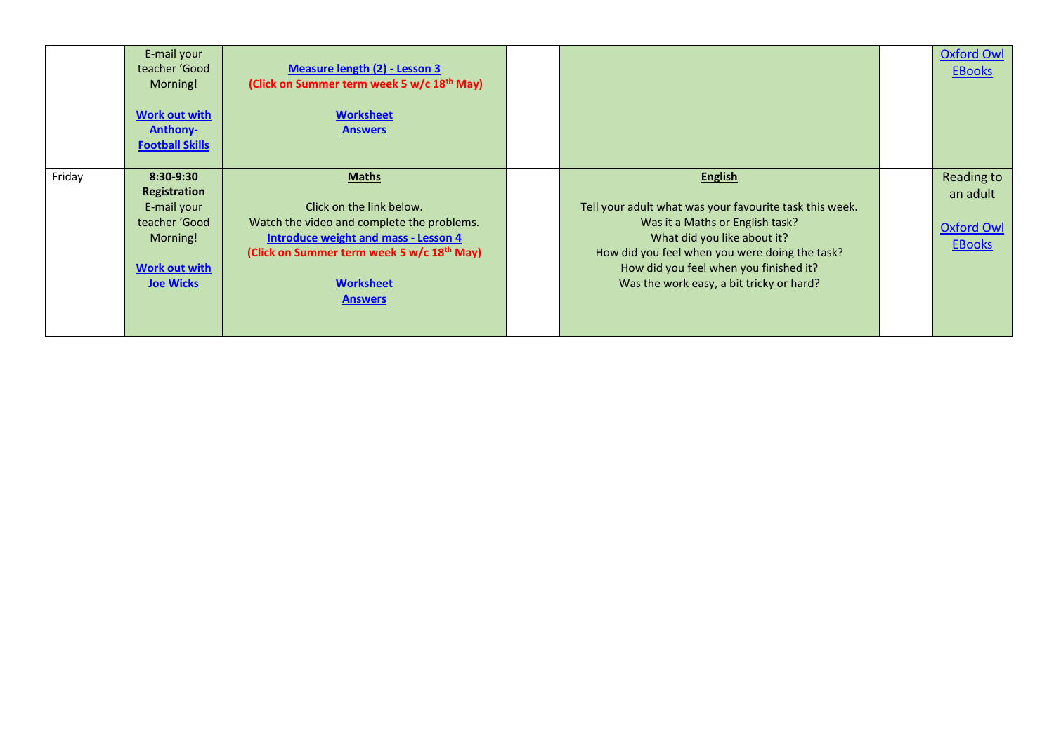| | | | | | | |
|---|---|---|---|---|---|---|
| | E-mail your teacher 'Good Morning!<br><br>**Work out with Anthony- Football Skills** | **Measure length (2) - Lesson 3**<br>**(Click on Summer term week 5 w/c 18th May)**<br><br>**Worksheet**<br>**Answers** | | | | Oxford Owl EBooks |
| Friday | **8:30-9:30 Registration**<br>E-mail your teacher 'Good Morning!<br><br>**Work out with Joe Wicks** | **Maths**<br><br>Click on the link below.<br>Watch the video and complete the problems.<br>**Introduce weight and mass - Lesson 4**<br>**(Click on Summer term week 5 w/c 18th May)**<br><br>**Worksheet**<br>**Answers** | | **English**<br><br>Tell your adult what was your favourite task this week.<br>Was it a Maths or English task?<br>What did you like about it?<br>How did you feel when you were doing the task?<br>How did you feel when you finished it?<br>Was the work easy, a bit tricky or hard? | | Reading to an adult<br><br>Oxford Owl EBooks |